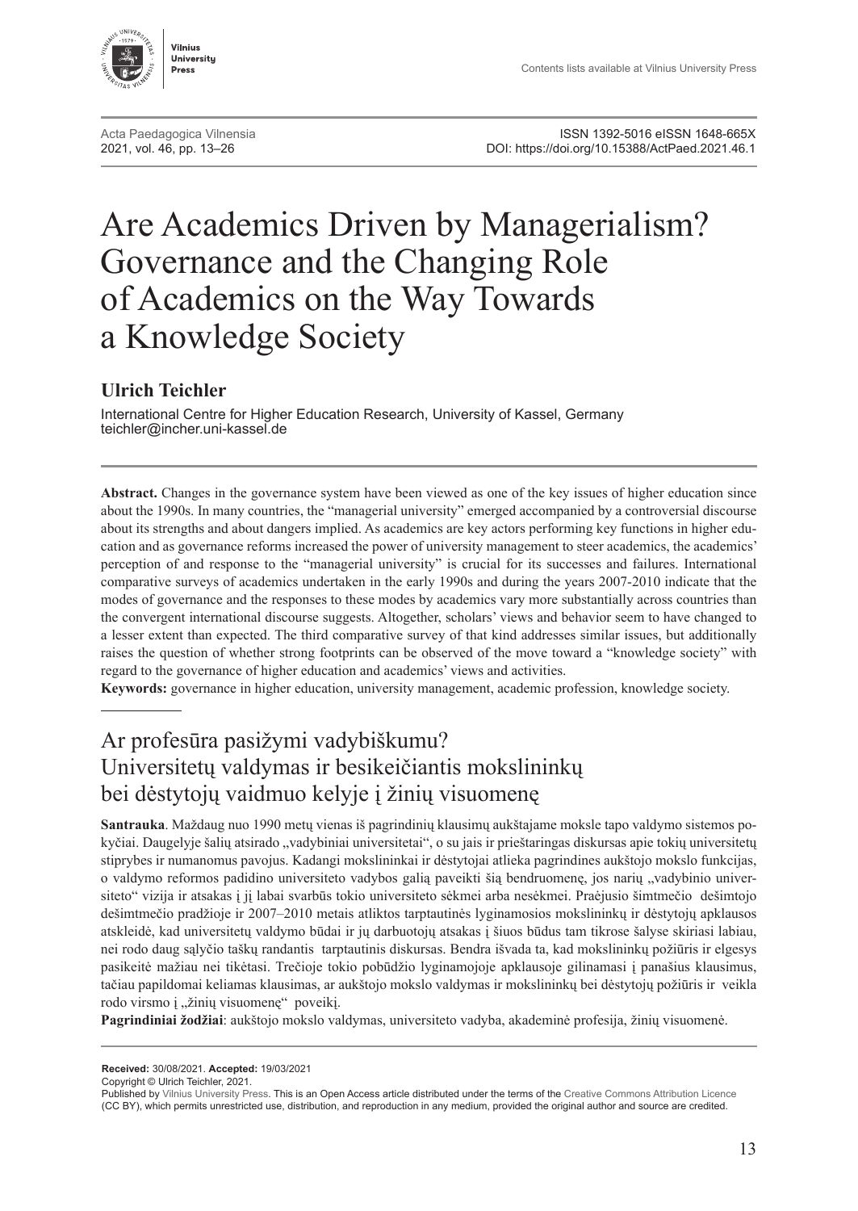Acta Paedagogica Vilnensia
2021, vol. 46, pp. 13–26

ISSN 1392-5016 eISSN 1648-665X
DOI: https://doi.org/10.15388/ActPaed.2021.46.1

# Are Academics Driven by Managerialism? Governance and the Changing Role of Academics on the Way Towards a Knowledge Society

**Ulrich Teichler**

International Centre for Higher Education Research, University of Kassel, Germany
teichler@incher.uni-kassel.de

**Abstract.** Changes in the governance system have been viewed as one of the key issues of higher education since about the 1990s. In many countries, the "managerial university" emerged accompanied by a controversial discourse about its strengths and about dangers implied. As academics are key actors performing key functions in higher education and as governance reforms increased the power of university management to steer academics, the academics' perception of and response to the "managerial university" is crucial for its successes and failures. International comparative surveys of academics undertaken in the early 1990s and during the years 2007-2010 indicate that the modes of governance and the responses to these modes by academics vary more substantially across countries than the convergent international discourse suggests. Altogether, scholars' views and behavior seem to have changed to a lesser extent than expected. The third comparative survey of that kind addresses similar issues, but additionally raises the question of whether strong footprints can be observed of the move toward a "knowledge society" with regard to the governance of higher education and academics' views and activities.

**Keywords:** governance in higher education, university management, academic profession, knowledge society.

## Ar profesūra pasižymi vadybiškumu? Universitetų valdymas ir besikeičiantis mokslininkų bei dėstytojų vaidmuo kelyje į žinių visuomenę

**Santrauka**. Maždaug nuo 1990 metų vienas iš pagrindinių klausimų aukštajame moksle tapo valdymo sistemos pokyčiai. Daugelyje šalių atsirado „vadybiniai universitetai", o su jais ir prieštaringas diskursas apie tokių universitetų stiprybes ir numanomus pavojus. Kadangi mokslininkai ir dėstytojai atlieka pagrindines aukštojo mokslo funkcijas, o valdymo reformos padidino universiteto vadybos galią paveikti šią bendruomenę, jos narių „vadybinio universiteto" vizija ir atsakas į jį labai svarbūs tokio universiteto sėkmei arba nesėkmei. Praėjusio šimtmečio dešimtojo dešimtmečio pradžioje ir 2007–2010 metais atliktos tarptautinės lyginamosios mokslininkų ir dėstytojų apklausos atskleidė, kad universitetų valdymo būdai ir jų darbuotojų atsakas į šiuos būdus tam tikrose šalyse skiriasi labiau, nei rodo daug sąlyčio taškų randantis tarptautinis diskursas. Bendra išvada ta, kad mokslininkų požiūris ir elgesys pasikeitė mažiau nei tikėtasi. Trečioje tokio pobūdžio lyginamojoje apklausoje gilinamasi į panašius klausimus, tačiau papildomai keliamas klausimas, ar aukštojo mokslo valdymas ir mokslininkų bei dėstytojų požiūris ir veikla rodo virsmo į „žinių visuomenę" poveikį.

**Pagrindiniai žodžiai**: aukštojo mokslo valdymas, universiteto vadyba, akademinė profesija, žinių visuomenė.

---

**Received:** 30/08/2021. **Accepted:** 19/03/2021
Copyright © Ulrich Teichler, 2021.
Published by Vilnius University Press. This is an Open Access article distributed under the terms of the Creative Commons Attribution Licence (CC BY), which permits unrestricted use, distribution, and reproduction in any medium, provided the original author and source are credited.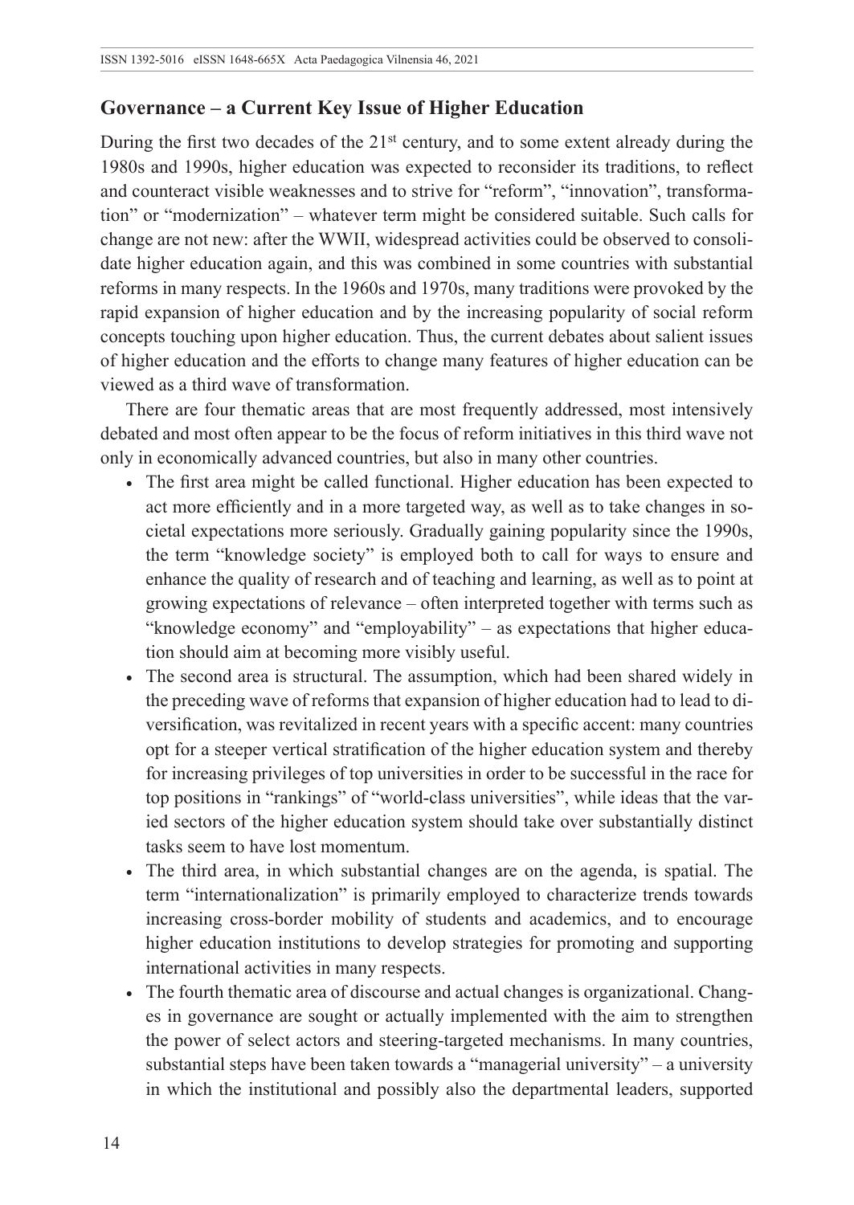## Governance – a Current Key Issue of Higher Education

During the first two decades of the 21st century, and to some extent already during the 1980s and 1990s, higher education was expected to reconsider its traditions, to reflect and counteract visible weaknesses and to strive for "reform", "innovation", transformation" or "modernization" – whatever term might be considered suitable. Such calls for change are not new: after the WWII, widespread activities could be observed to consolidate higher education again, and this was combined in some countries with substantial reforms in many respects. In the 1960s and 1970s, many traditions were provoked by the rapid expansion of higher education and by the increasing popularity of social reform concepts touching upon higher education. Thus, the current debates about salient issues of higher education and the efforts to change many features of higher education can be viewed as a third wave of transformation.

There are four thematic areas that are most frequently addressed, most intensively debated and most often appear to be the focus of reform initiatives in this third wave not only in economically advanced countries, but also in many other countries.

- The first area might be called functional. Higher education has been expected to act more efficiently and in a more targeted way, as well as to take changes in societal expectations more seriously. Gradually gaining popularity since the 1990s, the term "knowledge society" is employed both to call for ways to ensure and enhance the quality of research and of teaching and learning, as well as to point at growing expectations of relevance – often interpreted together with terms such as "knowledge economy" and "employability" – as expectations that higher education should aim at becoming more visibly useful.
- The second area is structural. The assumption, which had been shared widely in the preceding wave of reforms that expansion of higher education had to lead to diversification, was revitalized in recent years with a specific accent: many countries opt for a steeper vertical stratification of the higher education system and thereby for increasing privileges of top universities in order to be successful in the race for top positions in "rankings" of "world-class universities", while ideas that the varied sectors of the higher education system should take over substantially distinct tasks seem to have lost momentum.
- The third area, in which substantial changes are on the agenda, is spatial. The term "internationalization" is primarily employed to characterize trends towards increasing cross-border mobility of students and academics, and to encourage higher education institutions to develop strategies for promoting and supporting international activities in many respects.
- The fourth thematic area of discourse and actual changes is organizational. Changes in governance are sought or actually implemented with the aim to strengthen the power of select actors and steering-targeted mechanisms. In many countries, substantial steps have been taken towards a "managerial university" – a university in which the institutional and possibly also the departmental leaders, supported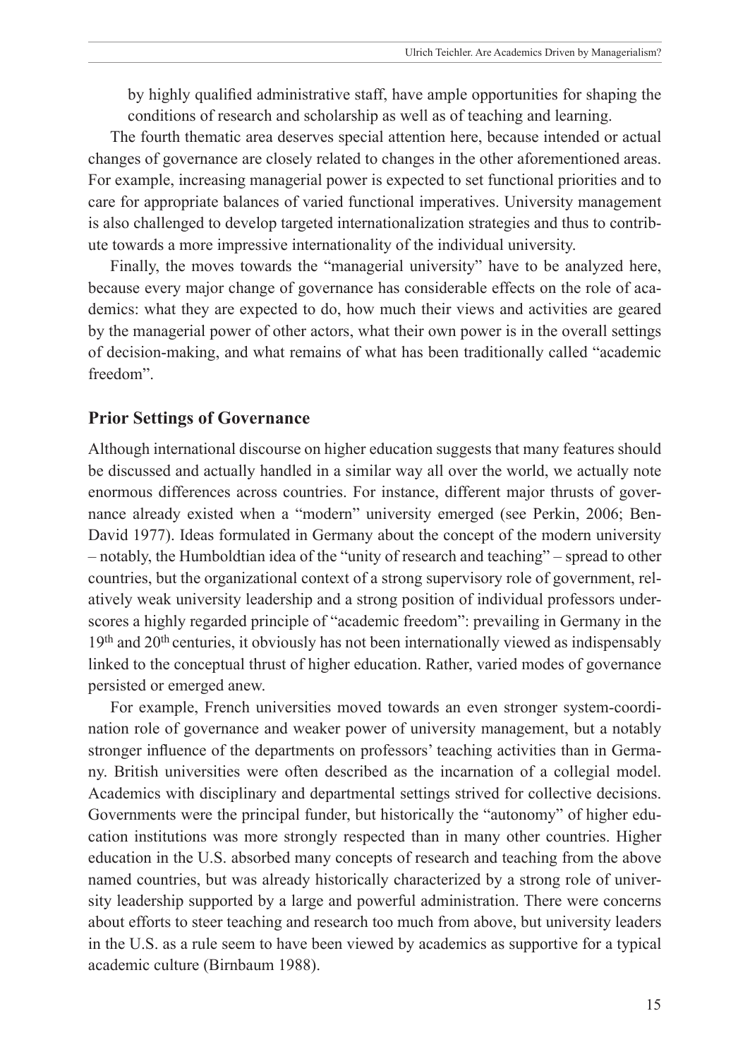by highly qualified administrative staff, have ample opportunities for shaping the conditions of research and scholarship as well as of teaching and learning.

The fourth thematic area deserves special attention here, because intended or actual changes of governance are closely related to changes in the other aforementioned areas. For example, increasing managerial power is expected to set functional priorities and to care for appropriate balances of varied functional imperatives. University management is also challenged to develop targeted internationalization strategies and thus to contribute towards a more impressive internationality of the individual university.

Finally, the moves towards the "managerial university" have to be analyzed here, because every major change of governance has considerable effects on the role of academics: what they are expected to do, how much their views and activities are geared by the managerial power of other actors, what their own power is in the overall settings of decision-making, and what remains of what has been traditionally called "academic freedom".

## Prior Settings of Governance

Although international discourse on higher education suggests that many features should be discussed and actually handled in a similar way all over the world, we actually note enormous differences across countries. For instance, different major thrusts of governance already existed when a "modern" university emerged (see Perkin, 2006; Ben-David 1977). Ideas formulated in Germany about the concept of the modern university – notably, the Humboldtian idea of the "unity of research and teaching" – spread to other countries, but the organizational context of a strong supervisory role of government, relatively weak university leadership and a strong position of individual professors underscores a highly regarded principle of "academic freedom": prevailing in Germany in the 19th and 20th centuries, it obviously has not been internationally viewed as indispensably linked to the conceptual thrust of higher education. Rather, varied modes of governance persisted or emerged anew.

For example, French universities moved towards an even stronger system-coordination role of governance and weaker power of university management, but a notably stronger influence of the departments on professors' teaching activities than in Germany. British universities were often described as the incarnation of a collegial model. Academics with disciplinary and departmental settings strived for collective decisions. Governments were the principal funder, but historically the "autonomy" of higher education institutions was more strongly respected than in many other countries. Higher education in the U.S. absorbed many concepts of research and teaching from the above named countries, but was already historically characterized by a strong role of university leadership supported by a large and powerful administration. There were concerns about efforts to steer teaching and research too much from above, but university leaders in the U.S. as a rule seem to have been viewed by academics as supportive for a typical academic culture (Birnbaum 1988).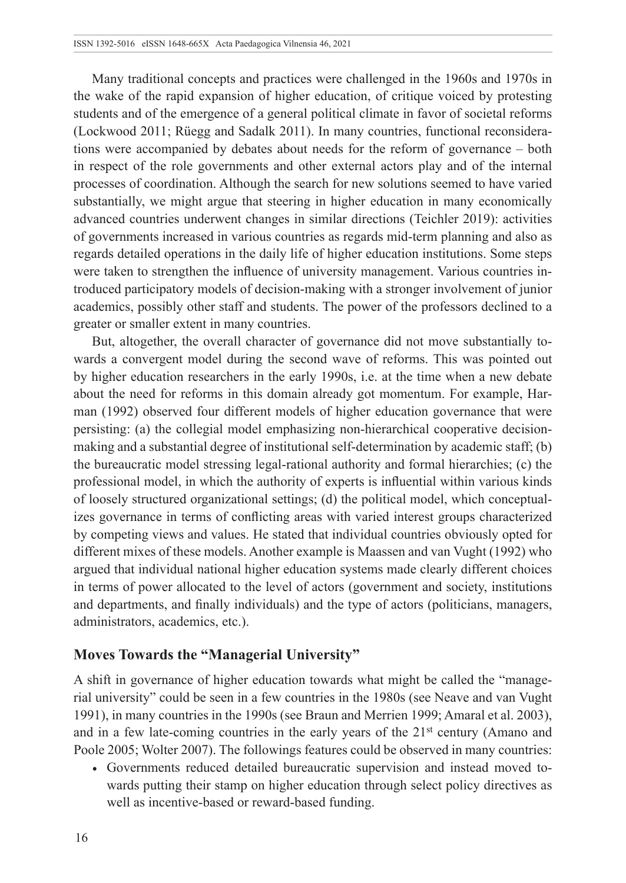Many traditional concepts and practices were challenged in the 1960s and 1970s in the wake of the rapid expansion of higher education, of critique voiced by protesting students and of the emergence of a general political climate in favor of societal reforms (Lockwood 2011; Rüegg and Sadalk 2011). In many countries, functional reconsiderations were accompanied by debates about needs for the reform of governance – both in respect of the role governments and other external actors play and of the internal processes of coordination. Although the search for new solutions seemed to have varied substantially, we might argue that steering in higher education in many economically advanced countries underwent changes in similar directions (Teichler 2019): activities of governments increased in various countries as regards mid-term planning and also as regards detailed operations in the daily life of higher education institutions. Some steps were taken to strengthen the influence of university management. Various countries introduced participatory models of decision-making with a stronger involvement of junior academics, possibly other staff and students. The power of the professors declined to a greater or smaller extent in many countries.

But, altogether, the overall character of governance did not move substantially towards a convergent model during the second wave of reforms. This was pointed out by higher education researchers in the early 1990s, i.e. at the time when a new debate about the need for reforms in this domain already got momentum. For example, Harman (1992) observed four different models of higher education governance that were persisting: (a) the collegial model emphasizing non-hierarchical cooperative decision-making and a substantial degree of institutional self-determination by academic staff; (b) the bureaucratic model stressing legal-rational authority and formal hierarchies; (c) the professional model, in which the authority of experts is influential within various kinds of loosely structured organizational settings; (d) the political model, which conceptualizes governance in terms of conflicting areas with varied interest groups characterized by competing views and values. He stated that individual countries obviously opted for different mixes of these models. Another example is Maassen and van Vught (1992) who argued that individual national higher education systems made clearly different choices in terms of power allocated to the level of actors (government and society, institutions and departments, and finally individuals) and the type of actors (politicians, managers, administrators, academics, etc.).

## Moves Towards the "Managerial University"

A shift in governance of higher education towards what might be called the "managerial university" could be seen in a few countries in the 1980s (see Neave and van Vught 1991), in many countries in the 1990s (see Braun and Merrien 1999; Amaral et al. 2003), and in a few late-coming countries in the early years of the 21st century (Amano and Poole 2005; Wolter 2007). The followings features could be observed in many countries:

- Governments reduced detailed bureaucratic supervision and instead moved towards putting their stamp on higher education through select policy directives as well as incentive-based or reward-based funding.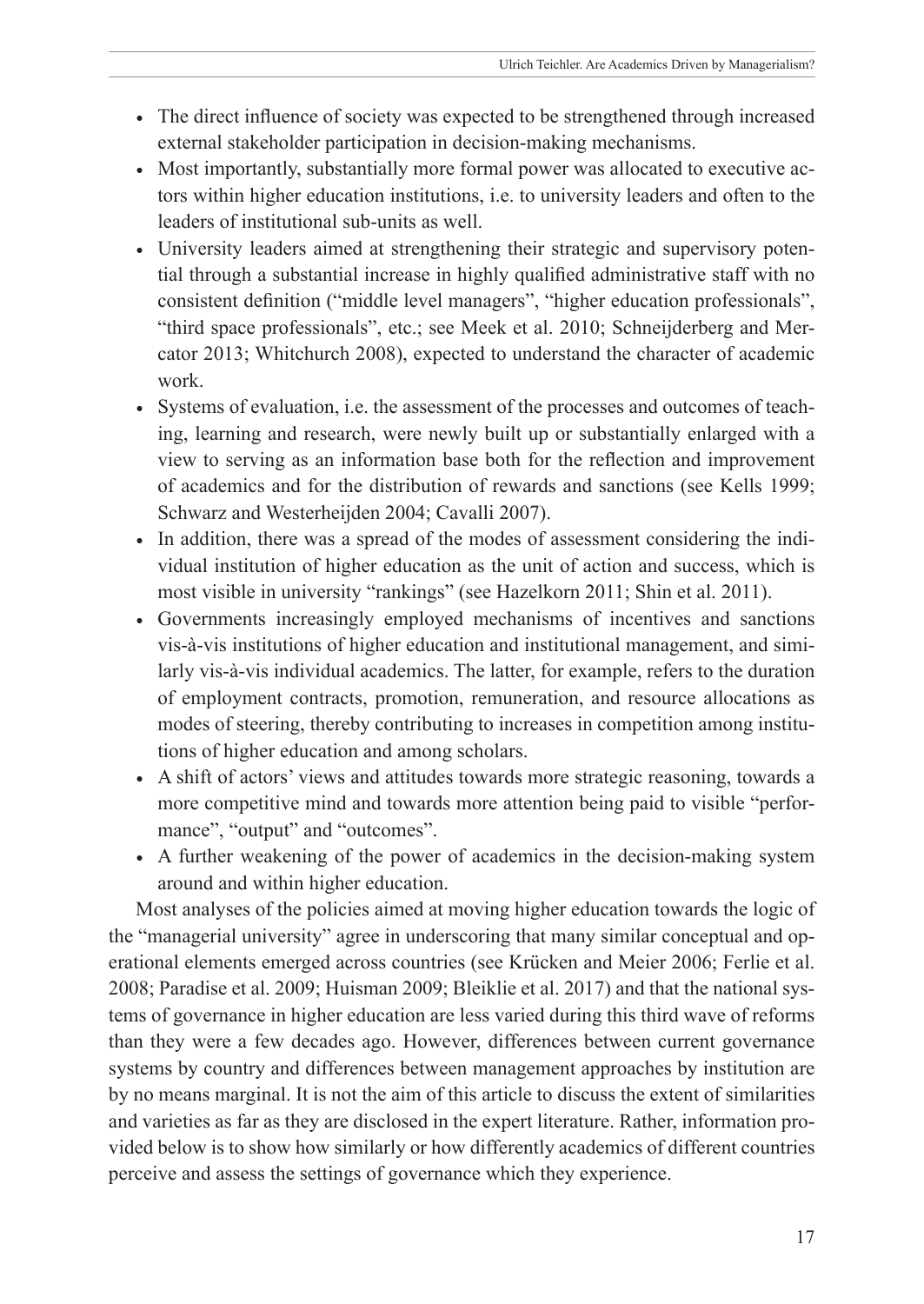- The direct influence of society was expected to be strengthened through increased external stakeholder participation in decision-making mechanisms.
- Most importantly, substantially more formal power was allocated to executive actors within higher education institutions, i.e. to university leaders and often to the leaders of institutional sub-units as well.
- University leaders aimed at strengthening their strategic and supervisory potential through a substantial increase in highly qualified administrative staff with no consistent definition ("middle level managers", "higher education professionals", "third space professionals", etc.; see Meek et al. 2010; Schneijderberg and Mercator 2013; Whitchurch 2008), expected to understand the character of academic work.
- Systems of evaluation, i.e. the assessment of the processes and outcomes of teaching, learning and research, were newly built up or substantially enlarged with a view to serving as an information base both for the reflection and improvement of academics and for the distribution of rewards and sanctions (see Kells 1999; Schwarz and Westerheijden 2004; Cavalli 2007).
- In addition, there was a spread of the modes of assessment considering the individual institution of higher education as the unit of action and success, which is most visible in university "rankings" (see Hazelkorn 2011; Shin et al. 2011).
- Governments increasingly employed mechanisms of incentives and sanctions vis-à-vis institutions of higher education and institutional management, and similarly vis-à-vis individual academics. The latter, for example, refers to the duration of employment contracts, promotion, remuneration, and resource allocations as modes of steering, thereby contributing to increases in competition among institutions of higher education and among scholars.
- A shift of actors' views and attitudes towards more strategic reasoning, towards a more competitive mind and towards more attention being paid to visible "performance", "output" and "outcomes".
- A further weakening of the power of academics in the decision-making system around and within higher education.

Most analyses of the policies aimed at moving higher education towards the logic of the "managerial university" agree in underscoring that many similar conceptual and operational elements emerged across countries (see Krücken and Meier 2006; Ferlie et al. 2008; Paradise et al. 2009; Huisman 2009; Bleiklie et al. 2017) and that the national systems of governance in higher education are less varied during this third wave of reforms than they were a few decades ago. However, differences between current governance systems by country and differences between management approaches by institution are by no means marginal. It is not the aim of this article to discuss the extent of similarities and varieties as far as they are disclosed in the expert literature. Rather, information provided below is to show how similarly or how differently academics of different countries perceive and assess the settings of governance which they experience.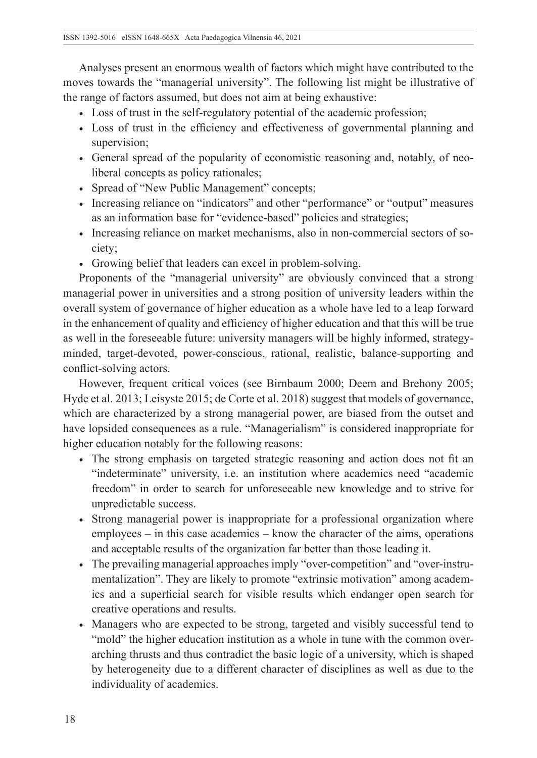Analyses present an enormous wealth of factors which might have contributed to the moves towards the "managerial university". The following list might be illustrative of the range of factors assumed, but does not aim at being exhaustive:

- Loss of trust in the self-regulatory potential of the academic profession;
- Loss of trust in the efficiency and effectiveness of governmental planning and supervision;
- General spread of the popularity of economistic reasoning and, notably, of neo-liberal concepts as policy rationales;
- Spread of "New Public Management" concepts;
- Increasing reliance on "indicators" and other "performance" or "output" measures as an information base for "evidence-based" policies and strategies;
- Increasing reliance on market mechanisms, also in non-commercial sectors of society;
- Growing belief that leaders can excel in problem-solving.

Proponents of the "managerial university" are obviously convinced that a strong managerial power in universities and a strong position of university leaders within the overall system of governance of higher education as a whole have led to a leap forward in the enhancement of quality and efficiency of higher education and that this will be true as well in the foreseeable future: university managers will be highly informed, strategy-minded, target-devoted, power-conscious, rational, realistic, balance-supporting and conflict-solving actors.

However, frequent critical voices (see Birnbaum 2000; Deem and Brehony 2005; Hyde et al. 2013; Leisyste 2015; de Corte et al. 2018) suggest that models of governance, which are characterized by a strong managerial power, are biased from the outset and have lopsided consequences as a rule. "Managerialism" is considered inappropriate for higher education notably for the following reasons:

- The strong emphasis on targeted strategic reasoning and action does not fit an "indeterminate" university, i.e. an institution where academics need "academic freedom" in order to search for unforeseeable new knowledge and to strive for unpredictable success.
- Strong managerial power is inappropriate for a professional organization where employees – in this case academics – know the character of the aims, operations and acceptable results of the organization far better than those leading it.
- The prevailing managerial approaches imply "over-competition" and "over-instrumentalization". They are likely to promote "extrinsic motivation" among academics and a superficial search for visible results which endanger open search for creative operations and results.
- Managers who are expected to be strong, targeted and visibly successful tend to "mold" the higher education institution as a whole in tune with the common overarching thrusts and thus contradict the basic logic of a university, which is shaped by heterogeneity due to a different character of disciplines as well as due to the individuality of academics.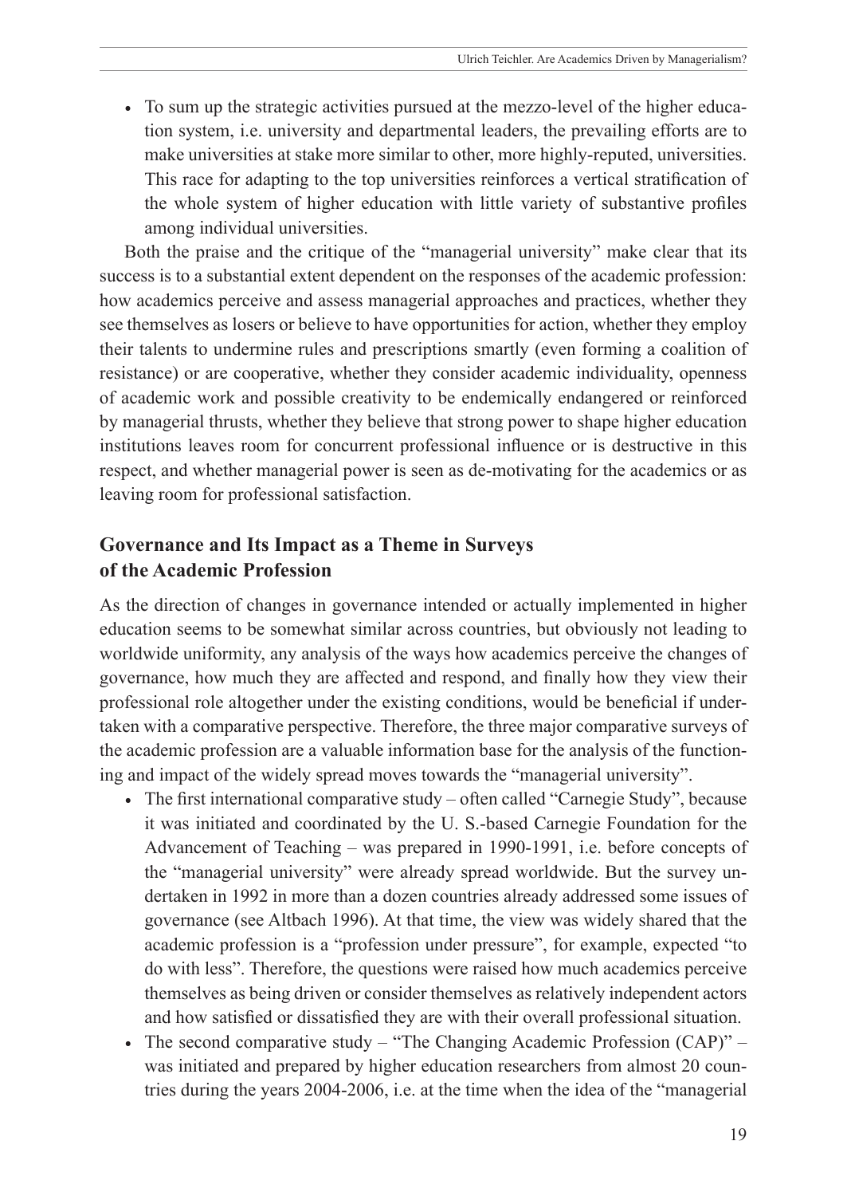- To sum up the strategic activities pursued at the mezzo-level of the higher education system, i.e. university and departmental leaders, the prevailing efforts are to make universities at stake more similar to other, more highly-reputed, universities. This race for adapting to the top universities reinforces a vertical stratification of the whole system of higher education with little variety of substantive profiles among individual universities.

Both the praise and the critique of the "managerial university" make clear that its success is to a substantial extent dependent on the responses of the academic profession: how academics perceive and assess managerial approaches and practices, whether they see themselves as losers or believe to have opportunities for action, whether they employ their talents to undermine rules and prescriptions smartly (even forming a coalition of resistance) or are cooperative, whether they consider academic individuality, openness of academic work and possible creativity to be endemically endangered or reinforced by managerial thrusts, whether they believe that strong power to shape higher education institutions leaves room for concurrent professional influence or is destructive in this respect, and whether managerial power is seen as de-motivating for the academics or as leaving room for professional satisfaction.

## Governance and Its Impact as a Theme in Surveys of the Academic Profession

As the direction of changes in governance intended or actually implemented in higher education seems to be somewhat similar across countries, but obviously not leading to worldwide uniformity, any analysis of the ways how academics perceive the changes of governance, how much they are affected and respond, and finally how they view their professional role altogether under the existing conditions, would be beneficial if undertaken with a comparative perspective. Therefore, the three major comparative surveys of the academic profession are a valuable information base for the analysis of the functioning and impact of the widely spread moves towards the "managerial university".

- The first international comparative study – often called "Carnegie Study", because it was initiated and coordinated by the U. S.-based Carnegie Foundation for the Advancement of Teaching – was prepared in 1990-1991, i.e. before concepts of the "managerial university" were already spread worldwide. But the survey undertaken in 1992 in more than a dozen countries already addressed some issues of governance (see Altbach 1996). At that time, the view was widely shared that the academic profession is a "profession under pressure", for example, expected "to do with less". Therefore, the questions were raised how much academics perceive themselves as being driven or consider themselves as relatively independent actors and how satisfied or dissatisfied they are with their overall professional situation.
- The second comparative study – "The Changing Academic Profession (CAP)" – was initiated and prepared by higher education researchers from almost 20 countries during the years 2004-2006, i.e. at the time when the idea of the "managerial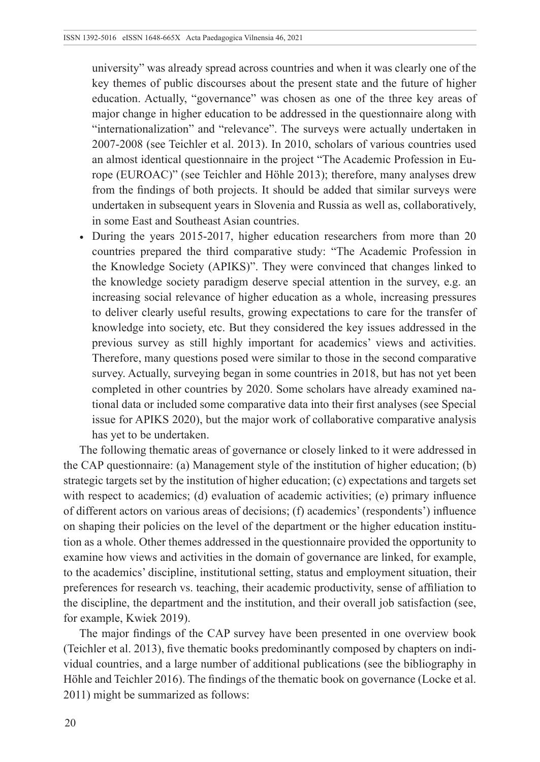university" was already spread across countries and when it was clearly one of the key themes of public discourses about the present state and the future of higher education. Actually, "governance" was chosen as one of the three key areas of major change in higher education to be addressed in the questionnaire along with "internationalization" and "relevance". The surveys were actually undertaken in 2007-2008 (see Teichler et al. 2013). In 2010, scholars of various countries used an almost identical questionnaire in the project "The Academic Profession in Europe (EUROAC)" (see Teichler and Höhle 2013); therefore, many analyses drew from the findings of both projects. It should be added that similar surveys were undertaken in subsequent years in Slovenia and Russia as well as, collaboratively, in some East and Southeast Asian countries.

- During the years 2015-2017, higher education researchers from more than 20 countries prepared the third comparative study: "The Academic Profession in the Knowledge Society (APIKS)". They were convinced that changes linked to the knowledge society paradigm deserve special attention in the survey, e.g. an increasing social relevance of higher education as a whole, increasing pressures to deliver clearly useful results, growing expectations to care for the transfer of knowledge into society, etc. But they considered the key issues addressed in the previous survey as still highly important for academics' views and activities. Therefore, many questions posed were similar to those in the second comparative survey. Actually, surveying began in some countries in 2018, but has not yet been completed in other countries by 2020. Some scholars have already examined national data or included some comparative data into their first analyses (see Special issue for APIKS 2020), but the major work of collaborative comparative analysis has yet to be undertaken.

The following thematic areas of governance or closely linked to it were addressed in the CAP questionnaire: (a) Management style of the institution of higher education; (b) strategic targets set by the institution of higher education; (c) expectations and targets set with respect to academics; (d) evaluation of academic activities; (e) primary influence of different actors on various areas of decisions; (f) academics' (respondents') influence on shaping their policies on the level of the department or the higher education institution as a whole. Other themes addressed in the questionnaire provided the opportunity to examine how views and activities in the domain of governance are linked, for example, to the academics' discipline, institutional setting, status and employment situation, their preferences for research vs. teaching, their academic productivity, sense of affiliation to the discipline, the department and the institution, and their overall job satisfaction (see, for example, Kwiek 2019).

The major findings of the CAP survey have been presented in one overview book (Teichler et al. 2013), five thematic books predominantly composed by chapters on individual countries, and a large number of additional publications (see the bibliography in Höhle and Teichler 2016). The findings of the thematic book on governance (Locke et al. 2011) might be summarized as follows: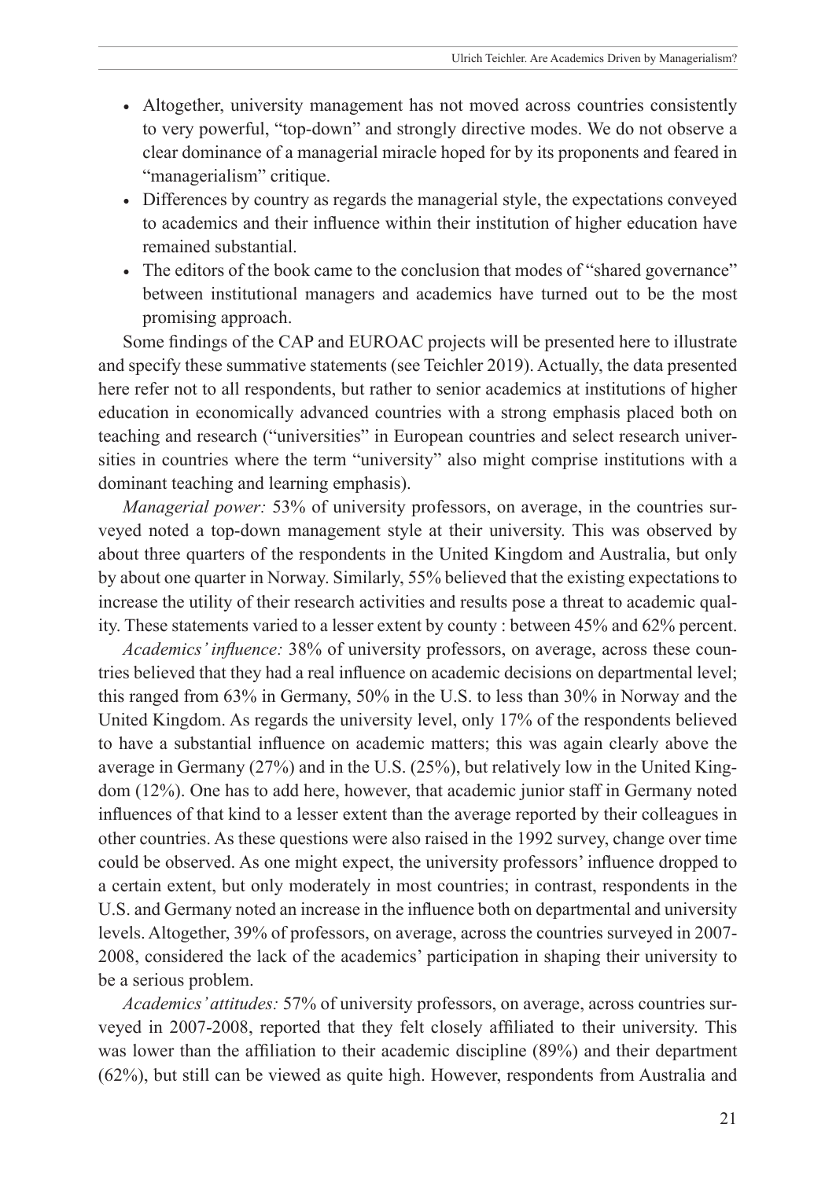- Altogether, university management has not moved across countries consistently to very powerful, "top-down" and strongly directive modes. We do not observe a clear dominance of a managerial miracle hoped for by its proponents and feared in "managerialism" critique.
- Differences by country as regards the managerial style, the expectations conveyed to academics and their influence within their institution of higher education have remained substantial.
- The editors of the book came to the conclusion that modes of "shared governance" between institutional managers and academics have turned out to be the most promising approach.

Some findings of the CAP and EUROAC projects will be presented here to illustrate and specify these summative statements (see Teichler 2019). Actually, the data presented here refer not to all respondents, but rather to senior academics at institutions of higher education in economically advanced countries with a strong emphasis placed both on teaching and research ("universities" in European countries and select research universities in countries where the term "university" also might comprise institutions with a dominant teaching and learning emphasis).

*Managerial power:* 53% of university professors, on average, in the countries surveyed noted a top-down management style at their university. This was observed by about three quarters of the respondents in the United Kingdom and Australia, but only by about one quarter in Norway. Similarly, 55% believed that the existing expectations to increase the utility of their research activities and results pose a threat to academic quality. These statements varied to a lesser extent by county : between 45% and 62% percent.

*Academics' influence:* 38% of university professors, on average, across these countries believed that they had a real influence on academic decisions on departmental level; this ranged from 63% in Germany, 50% in the U.S. to less than 30% in Norway and the United Kingdom. As regards the university level, only 17% of the respondents believed to have a substantial influence on academic matters; this was again clearly above the average in Germany (27%) and in the U.S. (25%), but relatively low in the United Kingdom (12%). One has to add here, however, that academic junior staff in Germany noted influences of that kind to a lesser extent than the average reported by their colleagues in other countries. As these questions were also raised in the 1992 survey, change over time could be observed. As one might expect, the university professors' influence dropped to a certain extent, but only moderately in most countries; in contrast, respondents in the U.S. and Germany noted an increase in the influence both on departmental and university levels. Altogether, 39% of professors, on average, across the countries surveyed in 2007-2008, considered the lack of the academics' participation in shaping their university to be a serious problem.

*Academics' attitudes:* 57% of university professors, on average, across countries surveyed in 2007-2008, reported that they felt closely affiliated to their university. This was lower than the affiliation to their academic discipline (89%) and their department (62%), but still can be viewed as quite high. However, respondents from Australia and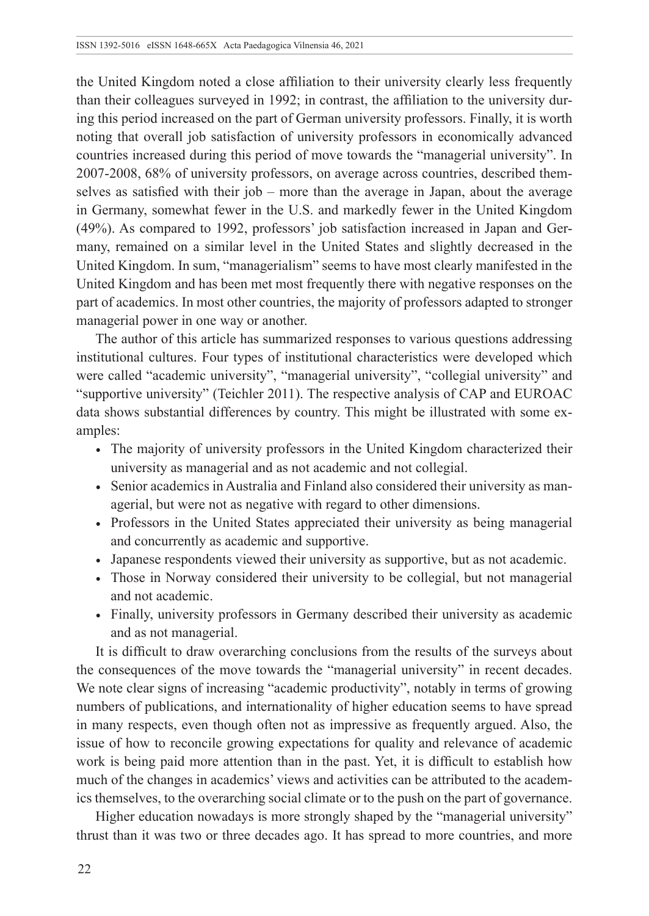the United Kingdom noted a close affiliation to their university clearly less frequently than their colleagues surveyed in 1992; in contrast, the affiliation to the university during this period increased on the part of German university professors. Finally, it is worth noting that overall job satisfaction of university professors in economically advanced countries increased during this period of move towards the "managerial university". In 2007-2008, 68% of university professors, on average across countries, described themselves as satisfied with their job – more than the average in Japan, about the average in Germany, somewhat fewer in the U.S. and markedly fewer in the United Kingdom (49%). As compared to 1992, professors' job satisfaction increased in Japan and Germany, remained on a similar level in the United States and slightly decreased in the United Kingdom. In sum, "managerialism" seems to have most clearly manifested in the United Kingdom and has been met most frequently there with negative responses on the part of academics. In most other countries, the majority of professors adapted to stronger managerial power in one way or another.

The author of this article has summarized responses to various questions addressing institutional cultures. Four types of institutional characteristics were developed which were called "academic university", "managerial university", "collegial university" and "supportive university" (Teichler 2011). The respective analysis of CAP and EUROAC data shows substantial differences by country. This might be illustrated with some examples:

- The majority of university professors in the United Kingdom characterized their university as managerial and as not academic and not collegial.
- Senior academics in Australia and Finland also considered their university as managerial, but were not as negative with regard to other dimensions.
- Professors in the United States appreciated their university as being managerial and concurrently as academic and supportive.
- Japanese respondents viewed their university as supportive, but as not academic.
- Those in Norway considered their university to be collegial, but not managerial and not academic.
- Finally, university professors in Germany described their university as academic and as not managerial.

It is difficult to draw overarching conclusions from the results of the surveys about the consequences of the move towards the "managerial university" in recent decades. We note clear signs of increasing "academic productivity", notably in terms of growing numbers of publications, and internationality of higher education seems to have spread in many respects, even though often not as impressive as frequently argued. Also, the issue of how to reconcile growing expectations for quality and relevance of academic work is being paid more attention than in the past. Yet, it is difficult to establish how much of the changes in academics' views and activities can be attributed to the academics themselves, to the overarching social climate or to the push on the part of governance.

Higher education nowadays is more strongly shaped by the "managerial university" thrust than it was two or three decades ago. It has spread to more countries, and more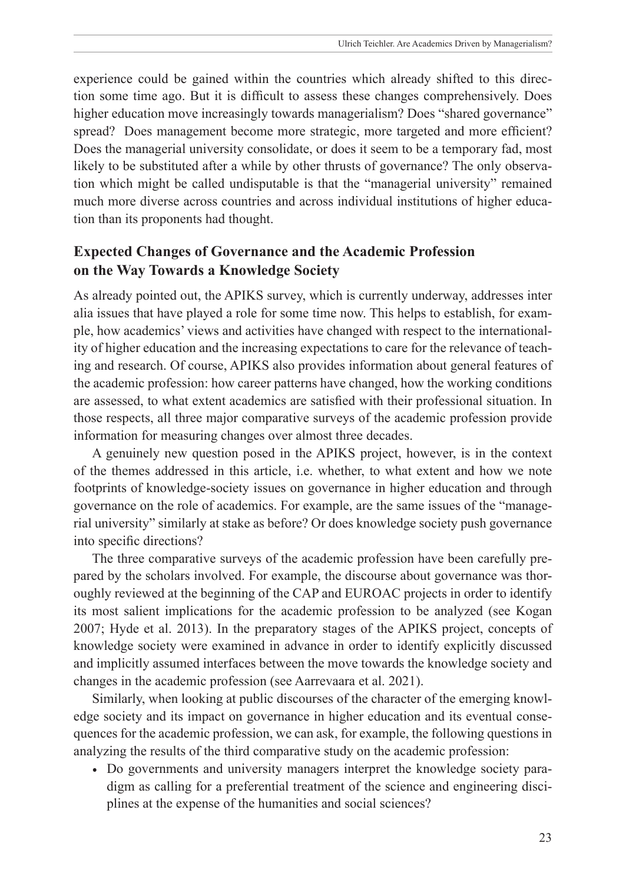experience could be gained within the countries which already shifted to this direction some time ago. But it is difficult to assess these changes comprehensively. Does higher education move increasingly towards managerialism? Does "shared governance" spread? Does management become more strategic, more targeted and more efficient? Does the managerial university consolidate, or does it seem to be a temporary fad, most likely to be substituted after a while by other thrusts of governance? The only observation which might be called undisputable is that the "managerial university" remained much more diverse across countries and across individual institutions of higher education than its proponents had thought.

## Expected Changes of Governance and the Academic Profession on the Way Towards a Knowledge Society

As already pointed out, the APIKS survey, which is currently underway, addresses inter alia issues that have played a role for some time now. This helps to establish, for example, how academics' views and activities have changed with respect to the internationality of higher education and the increasing expectations to care for the relevance of teaching and research. Of course, APIKS also provides information about general features of the academic profession: how career patterns have changed, how the working conditions are assessed, to what extent academics are satisfied with their professional situation. In those respects, all three major comparative surveys of the academic profession provide information for measuring changes over almost three decades.

A genuinely new question posed in the APIKS project, however, is in the context of the themes addressed in this article, i.e. whether, to what extent and how we note footprints of knowledge-society issues on governance in higher education and through governance on the role of academics. For example, are the same issues of the "managerial university" similarly at stake as before? Or does knowledge society push governance into specific directions?

The three comparative surveys of the academic profession have been carefully prepared by the scholars involved. For example, the discourse about governance was thoroughly reviewed at the beginning of the CAP and EUROAC projects in order to identify its most salient implications for the academic profession to be analyzed (see Kogan 2007; Hyde et al. 2013). In the preparatory stages of the APIKS project, concepts of knowledge society were examined in advance in order to identify explicitly discussed and implicitly assumed interfaces between the move towards the knowledge society and changes in the academic profession (see Aarrevaara et al. 2021).

Similarly, when looking at public discourses of the character of the emerging knowledge society and its impact on governance in higher education and its eventual consequences for the academic profession, we can ask, for example, the following questions in analyzing the results of the third comparative study on the academic profession:

- Do governments and university managers interpret the knowledge society paradigm as calling for a preferential treatment of the science and engineering disciplines at the expense of the humanities and social sciences?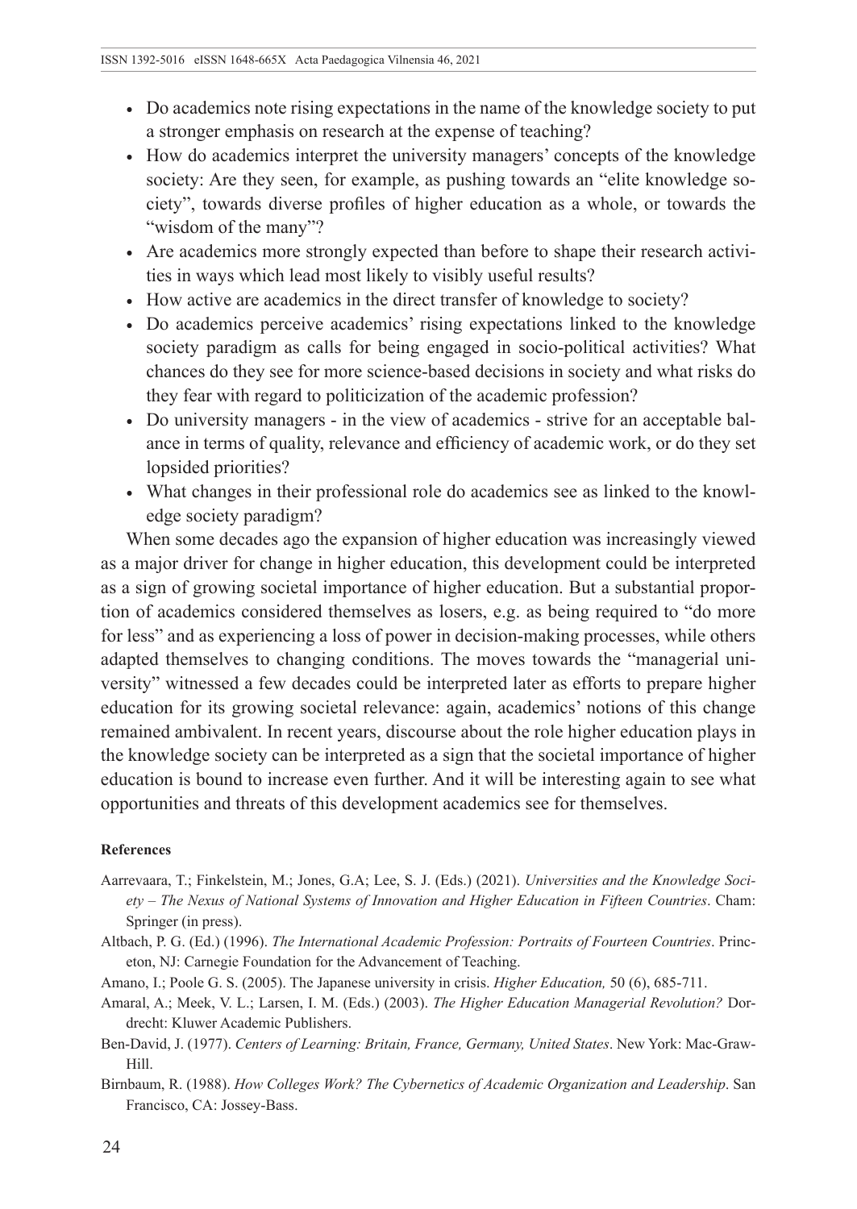- Do academics note rising expectations in the name of the knowledge society to put a stronger emphasis on research at the expense of teaching?
- How do academics interpret the university managers' concepts of the knowledge society: Are they seen, for example, as pushing towards an "elite knowledge society", towards diverse profiles of higher education as a whole, or towards the "wisdom of the many"?
- Are academics more strongly expected than before to shape their research activities in ways which lead most likely to visibly useful results?
- How active are academics in the direct transfer of knowledge to society?
- Do academics perceive academics' rising expectations linked to the knowledge society paradigm as calls for being engaged in socio-political activities? What chances do they see for more science-based decisions in society and what risks do they fear with regard to politicization of the academic profession?
- Do university managers - in the view of academics - strive for an acceptable balance in terms of quality, relevance and efficiency of academic work, or do they set lopsided priorities?
- What changes in their professional role do academics see as linked to the knowledge society paradigm?

When some decades ago the expansion of higher education was increasingly viewed as a major driver for change in higher education, this development could be interpreted as a sign of growing societal importance of higher education. But a substantial proportion of academics considered themselves as losers, e.g. as being required to "do more for less" and as experiencing a loss of power in decision-making processes, while others adapted themselves to changing conditions. The moves towards the "managerial university" witnessed a few decades could be interpreted later as efforts to prepare higher education for its growing societal relevance: again, academics' notions of this change remained ambivalent. In recent years, discourse about the role higher education plays in the knowledge society can be interpreted as a sign that the societal importance of higher education is bound to increase even further. And it will be interesting again to see what opportunities and threats of this development academics see for themselves.

**References**

Aarrevaara, T.; Finkelstein, M.; Jones, G.A; Lee, S. J. (Eds.) (2021). *Universities and the Knowledge Society – The Nexus of National Systems of Innovation and Higher Education in Fifteen Countries*. Cham: Springer (in press).

Altbach, P. G. (Ed.) (1996). *The International Academic Profession: Portraits of Fourteen Countries*. Princeton, NJ: Carnegie Foundation for the Advancement of Teaching.

Amano, I.; Poole G. S. (2005). The Japanese university in crisis. *Higher Education,* 50 (6), 685-711.

Amaral, A.; Meek, V. L.; Larsen, I. M. (Eds.) (2003). *The Higher Education Managerial Revolution?* Dordrecht: Kluwer Academic Publishers.

Ben-David, J. (1977). *Centers of Learning: Britain, France, Germany, United States*. New York: Mac-Graw-Hill.

Birnbaum, R. (1988). *How Colleges Work? The Cybernetics of Academic Organization and Leadership*. San Francisco, CA: Jossey-Bass.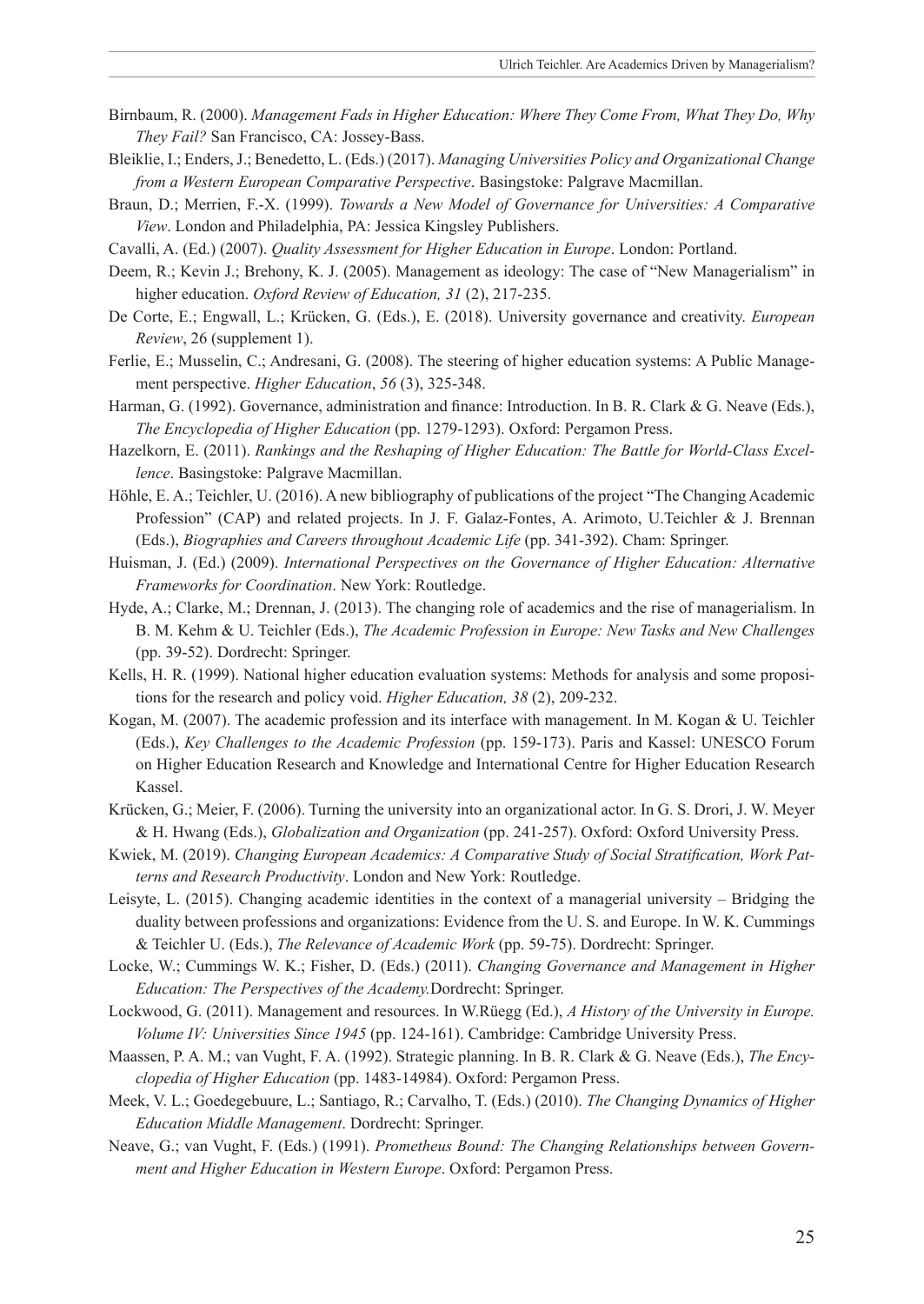Birnbaum, R. (2000). *Management Fads in Higher Education: Where They Come From, What They Do, Why They Fail?* San Francisco, CA: Jossey-Bass.

Bleiklie, I.; Enders, J.; Benedetto, L. (Eds.) (2017). *Managing Universities Policy and Organizational Change from a Western European Comparative Perspective*. Basingstoke: Palgrave Macmillan.

Braun, D.; Merrien, F.-X. (1999). *Towards a New Model of Governance for Universities: A Comparative View*. London and Philadelphia, PA: Jessica Kingsley Publishers.

Cavalli, A. (Ed.) (2007). *Quality Assessment for Higher Education in Europe*. London: Portland.

Deem, R.; Kevin J.; Brehony, K. J. (2005). Management as ideology: The case of "New Managerialism" in higher education. *Oxford Review of Education, 31* (2), 217-235.

De Corte, E.; Engwall, L.; Krücken, G. (Eds.), E. (2018). University governance and creativity. *European Review*, 26 (supplement 1).

Ferlie, E.; Musselin, C.; Andresani, G. (2008). The steering of higher education systems: A Public Management perspective. *Higher Education*, *56* (3), 325-348.

Harman, G. (1992). Governance, administration and finance: Introduction. In B. R. Clark & G. Neave (Eds.), *The Encyclopedia of Higher Education* (pp. 1279-1293). Oxford: Pergamon Press.

Hazelkorn, E. (2011). *Rankings and the Reshaping of Higher Education: The Battle for World-Class Excellence*. Basingstoke: Palgrave Macmillan.

Höhle, E. A.; Teichler, U. (2016). A new bibliography of publications of the project "The Changing Academic Profession" (CAP) and related projects. In J. F. Galaz-Fontes, A. Arimoto, U.Teichler & J. Brennan (Eds.), *Biographies and Careers throughout Academic Life* (pp. 341-392). Cham: Springer.

Huisman, J. (Ed.) (2009). *International Perspectives on the Governance of Higher Education: Alternative Frameworks for Coordination*. New York: Routledge.

Hyde, A.; Clarke, M.; Drennan, J. (2013). The changing role of academics and the rise of managerialism. In B. M. Kehm & U. Teichler (Eds.), *The Academic Profession in Europe: New Tasks and New Challenges* (pp. 39-52). Dordrecht: Springer.

Kells, H. R. (1999). National higher education evaluation systems: Methods for analysis and some propositions for the research and policy void. *Higher Education, 38* (2), 209-232.

Kogan, M. (2007). The academic profession and its interface with management. In M. Kogan & U. Teichler (Eds.), *Key Challenges to the Academic Profession* (pp. 159-173). Paris and Kassel: UNESCO Forum on Higher Education Research and Knowledge and International Centre for Higher Education Research Kassel.

Krücken, G.; Meier, F. (2006). Turning the university into an organizational actor. In G. S. Drori, J. W. Meyer & H. Hwang (Eds.), *Globalization and Organization* (pp. 241-257). Oxford: Oxford University Press.

Kwiek, M. (2019). *Changing European Academics: A Comparative Study of Social Stratification, Work Patterns and Research Productivity*. London and New York: Routledge.

Leisyte, L. (2015). Changing academic identities in the context of a managerial university – Bridging the duality between professions and organizations: Evidence from the U. S. and Europe. In W. K. Cummings & Teichler U. (Eds.), *The Relevance of Academic Work* (pp. 59-75). Dordrecht: Springer.

Locke, W.; Cummings W. K.; Fisher, D. (Eds.) (2011). *Changing Governance and Management in Higher Education: The Perspectives of the Academy.*Dordrecht: Springer.

Lockwood, G. (2011). Management and resources. In W.Rüegg (Ed.), *A History of the University in Europe. Volume IV: Universities Since 1945* (pp. 124-161). Cambridge: Cambridge University Press.

Maassen, P. A. M.; van Vught, F. A. (1992). Strategic planning. In B. R. Clark & G. Neave (Eds.), *The Encyclopedia of Higher Education* (pp. 1483-14984). Oxford: Pergamon Press.

Meek, V. L.; Goedegebuure, L.; Santiago, R.; Carvalho, T. (Eds.) (2010). *The Changing Dynamics of Higher Education Middle Management*. Dordrecht: Springer.

Neave, G.; van Vught, F. (Eds.) (1991). *Prometheus Bound: The Changing Relationships between Government and Higher Education in Western Europe*. Oxford: Pergamon Press.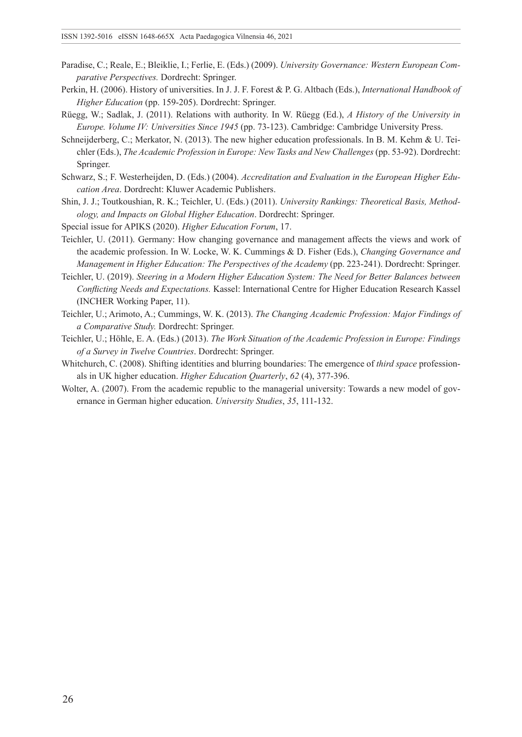Paradise, C.; Reale, E.; Bleiklie, I.; Ferlie, E. (Eds.) (2009). *University Governance: Western European Comparative Perspectives.* Dordrecht: Springer.

Perkin, H. (2006). History of universities. In J. J. F. Forest & P. G. Altbach (Eds.), *International Handbook of Higher Education* (pp. 159-205). Dordrecht: Springer.

Rüegg, W.; Sadlak, J. (2011). Relations with authority. In W. Rüegg (Ed.), *A History of the University in Europe. Volume IV: Universities Since 1945* (pp. 73-123). Cambridge: Cambridge University Press.

Schneijderberg, C.; Merkator, N. (2013). The new higher education professionals. In B. M. Kehm & U. Teichler (Eds.), *The Academic Profession in Europe: New Tasks and New Challenges* (pp. 53-92). Dordrecht: Springer.

Schwarz, S.; F. Westerheijden, D. (Eds.) (2004). *Accreditation and Evaluation in the European Higher Education Area*. Dordrecht: Kluwer Academic Publishers.

Shin, J. J.; Toutkoushian, R. K.; Teichler, U. (Eds.) (2011). *University Rankings: Theoretical Basis, Methodology, and Impacts on Global Higher Education*. Dordrecht: Springer.

Special issue for APIKS (2020). *Higher Education Forum*, 17.

Teichler, U. (2011). Germany: How changing governance and management affects the views and work of the academic profession. In W. Locke, W. K. Cummings & D. Fisher (Eds.), *Changing Governance and Management in Higher Education: The Perspectives of the Academy* (pp. 223-241). Dordrecht: Springer.

Teichler, U. (2019). *Steering in a Modern Higher Education System: The Need for Better Balances between Conflicting Needs and Expectations.* Kassel: International Centre for Higher Education Research Kassel (INCHER Working Paper, 11).

Teichler, U.; Arimoto, A.; Cummings, W. K. (2013). *The Changing Academic Profession: Major Findings of a Comparative Study.* Dordrecht: Springer.

Teichler, U.; Höhle, E. A. (Eds.) (2013). *The Work Situation of the Academic Profession in Europe: Findings of a Survey in Twelve Countries*. Dordrecht: Springer.

Whitchurch, C. (2008). Shifting identities and blurring boundaries: The emergence of *third space* professionals in UK higher education. *Higher Education Quarterly*, *62* (4), 377-396.

Wolter, A. (2007). From the academic republic to the managerial university: Towards a new model of governance in German higher education. *University Studies*, *35*, 111-132.